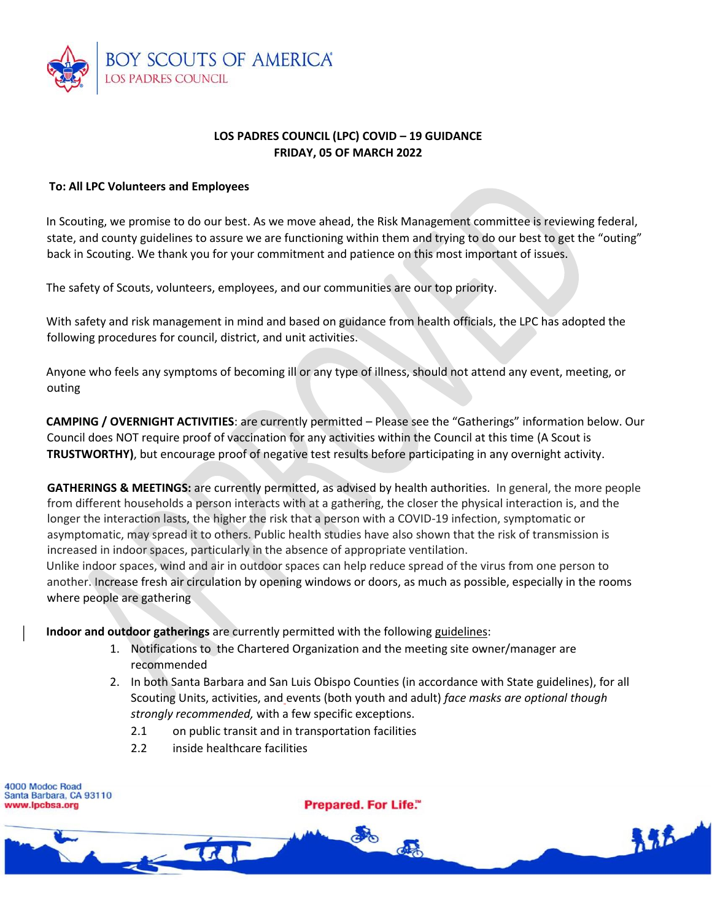BOY SCOUTS OF AMERICA
LOS PADRES COUNCIL

**LOS PADRES COUNCIL (LPC) COVID – 19 GUIDANCE**
**FRIDAY, 05 OF MARCH 2022**

**To: All LPC Volunteers and Employees**

In Scouting, we promise to do our best. As we move ahead, the Risk Management committee is reviewing federal, state, and county guidelines to assure we are functioning within them and trying to do our best to get the "outing" back in Scouting. We thank you for your commitment and patience on this most important of issues.

The safety of Scouts, volunteers, employees, and our communities are our top priority.

With safety and risk management in mind and based on guidance from health officials, the LPC has adopted the following procedures for council, district, and unit activities.

Anyone who feels any symptoms of becoming ill or any type of illness, should not attend any event, meeting, or outing

**CAMPING / OVERNIGHT ACTIVITIES**: are currently permitted – Please see the "Gatherings" information below. Our Council does NOT require proof of vaccination for any activities within the Council at this time (A Scout is **TRUSTWORTHY)**, but encourage proof of negative test results before participating in any overnight activity.

**GATHERINGS & MEETINGS:** are currently permitted, as advised by health authorities. In general, the more people from different households a person interacts with at a gathering, the closer the physical interaction is, and the longer the interaction lasts, the higher the risk that a person with a COVID-19 infection, symptomatic or asymptomatic, may spread it to others. Public health studies have also shown that the risk of transmission is increased in indoor spaces, particularly in the absence of appropriate ventilation.
Unlike indoor spaces, wind and air in outdoor spaces can help reduce spread of the virus from one person to another. Increase fresh air circulation by opening windows or doors, as much as possible, especially in the rooms where people are gathering

**Indoor and outdoor gatherings** are currently permitted with the following guidelines:

1. Notifications to the Chartered Organization and the meeting site owner/manager are recommended
2. In both Santa Barbara and San Luis Obispo Counties (in accordance with State guidelines), for all Scouting Units, activities, and events (both youth and adult) *face masks are optional though strongly recommended,* with a few specific exceptions.
   - 2.1 on public transit and in transportation facilities
   - 2.2 inside healthcare facilities

4000 Modoc Road
Santa Barbara, CA 93110
www.lpcbsa.org

Prepared. For Life.™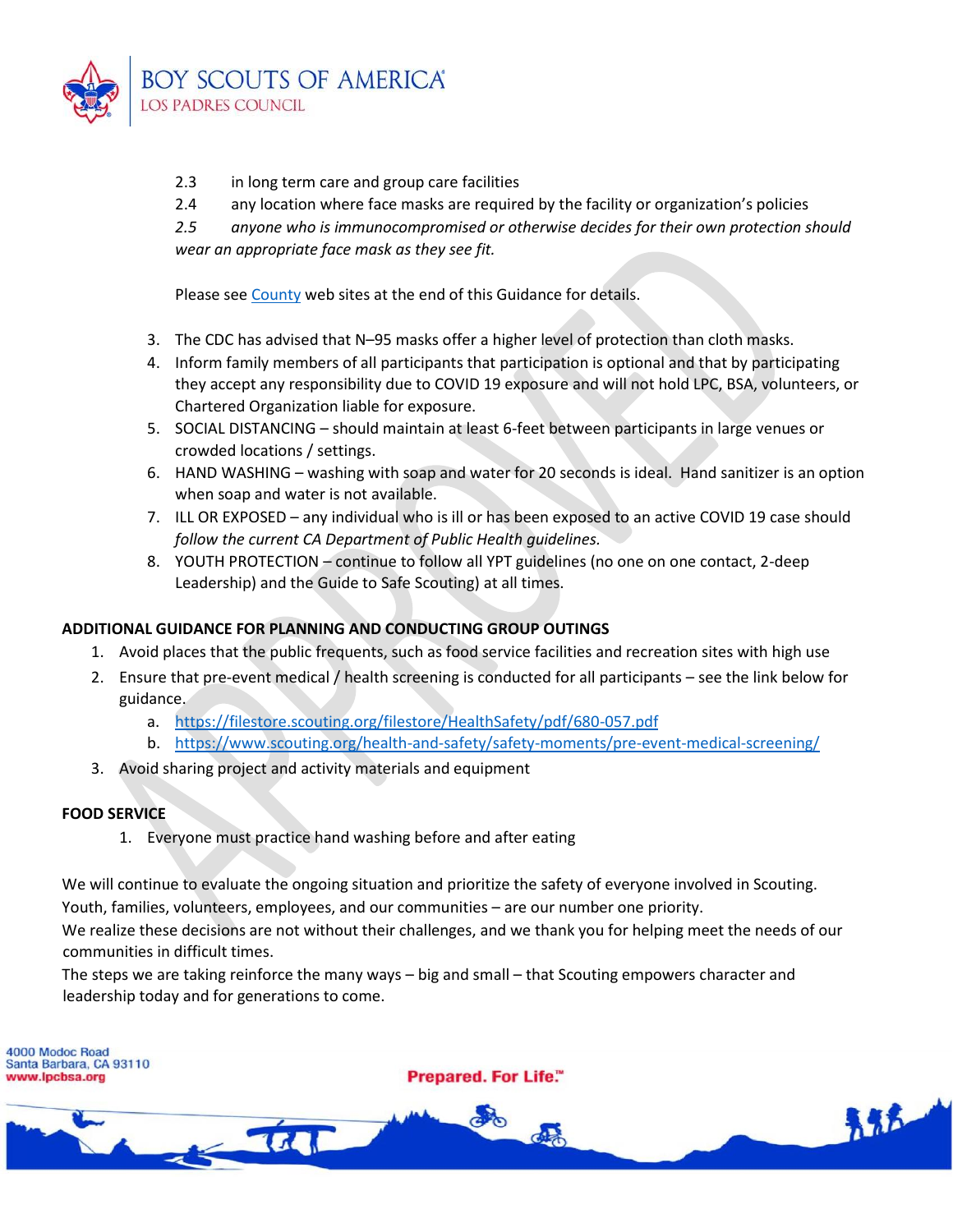2.3 in long term care and group care facilities

2.4 any location where face masks are required by the facility or organization's policies

*2.5 anyone who is immunocompromised or otherwise decides for their own protection should wear an appropriate face mask as they see fit.*

Please see [County](#) web sites at the end of this Guidance for details.

3. The CDC has advised that N–95 masks offer a higher level of protection than cloth masks.
4. Inform family members of all participants that participation is optional and that by participating they accept any responsibility due to COVID 19 exposure and will not hold LPC, BSA, volunteers, or Chartered Organization liable for exposure.
5. SOCIAL DISTANCING – should maintain at least 6-feet between participants in large venues or crowded locations / settings.
6. HAND WASHING – washing with soap and water for 20 seconds is ideal. Hand sanitizer is an option when soap and water is not available.
7. ILL OR EXPOSED – any individual who is ill or has been exposed to an active COVID 19 case should *follow the current CA Department of Public Health guidelines.*
8. YOUTH PROTECTION – continue to follow all YPT guidelines (no one on one contact, 2-deep Leadership) and the Guide to Safe Scouting) at all times.

**ADDITIONAL GUIDANCE FOR PLANNING AND CONDUCTING GROUP OUTINGS**

1. Avoid places that the public frequents, such as food service facilities and recreation sites with high use
2. Ensure that pre-event medical / health screening is conducted for all participants – see the link below for guidance.
   a. https://filestore.scouting.org/filestore/HealthSafety/pdf/680-057.pdf
   b. https://www.scouting.org/health-and-safety/safety-moments/pre-event-medical-screening/
3. Avoid sharing project and activity materials and equipment

**FOOD SERVICE**

1. Everyone must practice hand washing before and after eating

We will continue to evaluate the ongoing situation and prioritize the safety of everyone involved in Scouting. Youth, families, volunteers, employees, and our communities – are our number one priority.

We realize these decisions are not without their challenges, and we thank you for helping meet the needs of our communities in difficult times.

The steps we are taking reinforce the many ways – big and small – that Scouting empowers character and leadership today and for generations to come.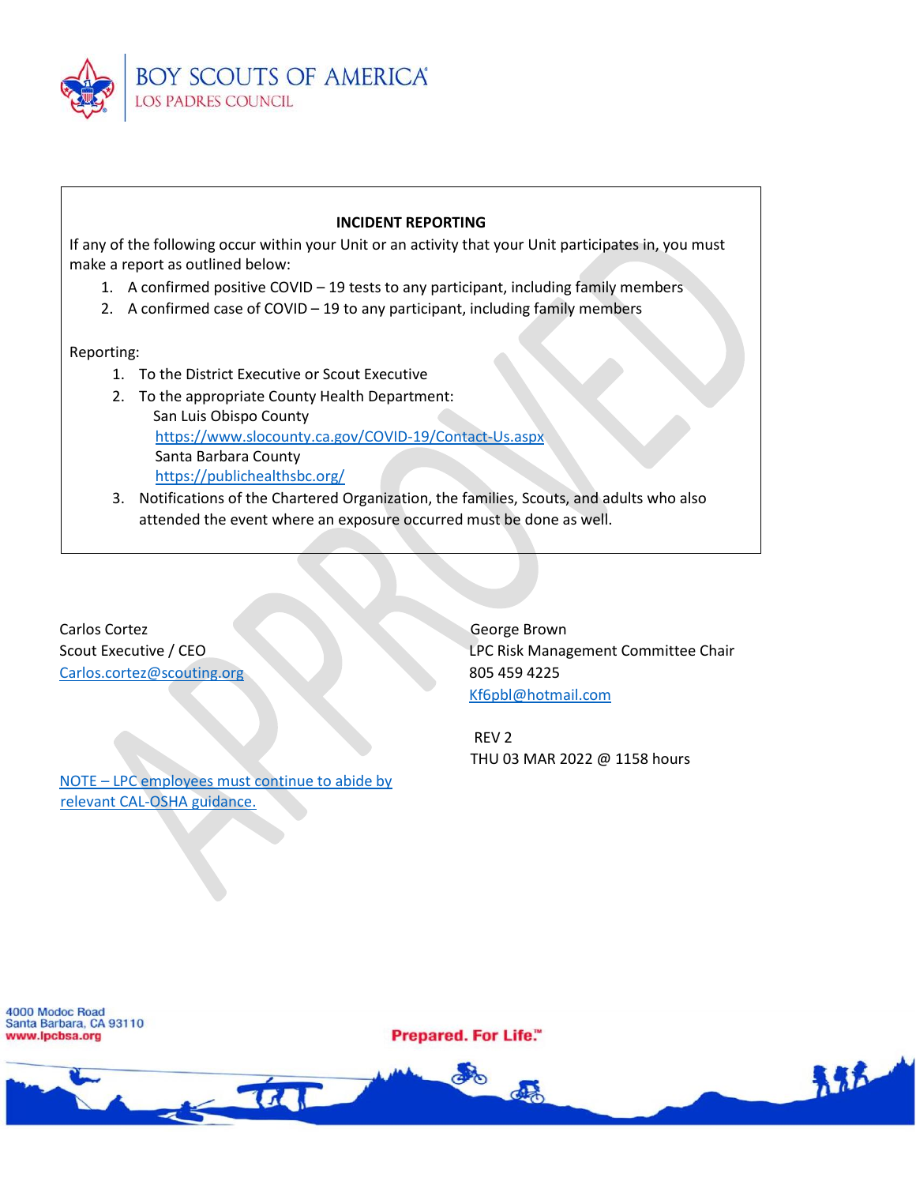## INCIDENT REPORTING

If any of the following occur within your Unit or an activity that your Unit participates in, you must make a report as outlined below:

1. A confirmed positive COVID – 19 tests to any participant, including family members
2. A confirmed case of COVID – 19 to any participant, including family members

Reporting:

1. To the District Executive or Scout Executive
2. To the appropriate County Health Department:
   San Luis Obispo County
   https://www.slocounty.ca.gov/COVID-19/Contact-Us.aspx
   Santa Barbara County
   https://publichealthsbc.org/
3. Notifications of the Chartered Organization, the families, Scouts, and adults who also attended the event where an exposure occurred must be done as well.

Carlos Cortez
Scout Executive / CEO
Carlos.cortez@scouting.org

George Brown
LPC Risk Management Committee Chair
805 459 4225
Kf6pbl@hotmail.com

REV 2
THU 03 MAR 2022 @ 1158 hours

NOTE – LPC employees must continue to abide by relevant CAL-OSHA guidance.